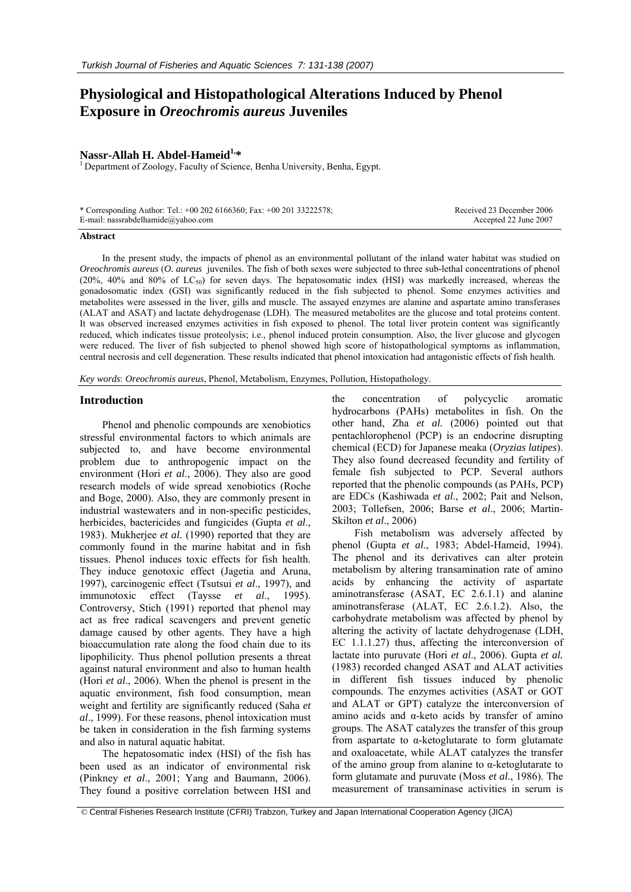# Physiological and Histopathological Alterations Induced by Phenol Exposure in *Oreochromis aureus* Juveniles

**Nassr-Allah H. Abdel-Hameid[1,*]**

[1] Department of Zoology, Faculty of Science, Benha University, Benha, Egypt.

\* Corresponding Author: Tel.: +00 202 6166360; Fax: +00 201 33222578;
E-mail: nassrabdelhamide@yahoo.com

Received 23 December 2006
Accepted 22 June 2007

## Abstract

In the present study, the impacts of phenol as an environmental pollutant of the inland water habitat was studied on *Oreochromis aureus* (*O. aureus* juveniles. The fish of both sexes were subjected to three sub-lethal concentrations of phenol (20%, 40% and 80% of $LC_{50}$) for seven days. The hepatosomatic index (HSI) was markedly increased, whereas the gonadosomatic index (GSI) was significantly reduced in the fish subjected to phenol. Some enzymes activities and metabolites were assessed in the liver, gills and muscle. The assayed enzymes are alanine and aspartate amino transferases (ALAT and ASAT) and lactate dehydrogenase (LDH). The measured metabolites are the glucose and total proteins content. It was observed increased enzymes activities in fish exposed to phenol. The total liver protein content was significantly reduced, which indicates tissue proteolysis; i.e., phenol induced protein consumption. Also, the liver glucose and glycogen were reduced. The liver of fish subjected to phenol showed high score of histopathological symptoms as inflammation, central necrosis and cell degeneration. These results indicated that phenol intoxication had antagonistic effects of fish health.

*Key words*: *Oreochromis aureus*, Phenol, Metabolism, Enzymes, Pollution, Histopathology.

## Introduction

Phenol and phenolic compounds are xenobiotics stressful environmental factors to which animals are subjected to, and have become environmental problem due to anthropogenic impact on the environment (Hori *et al*., 2006). They also are good research models of wide spread xenobiotics (Roche and Boge, 2000). Also, they are commonly present in industrial wastewaters and in non-specific pesticides, herbicides, bactericides and fungicides (Gupta *et al*., 1983). Mukherjee *et al.* (1990) reported that they are commonly found in the marine habitat and in fish tissues. Phenol induces toxic effects for fish health. They induce genotoxic effect (Jagetia and Aruna, 1997), carcinogenic effect (Tsutsui *et al*., 1997), and immunotoxic effect (Taysse *et al*., 1995). Controversy, Stich (1991) reported that phenol may act as free radical scavengers and prevent genetic damage caused by other agents. They have a high bioaccumulation rate along the food chain due to its lipophilicity. Thus phenol pollution presents a threat against natural environment and also to human health (Hori *et al*., 2006). When the phenol is present in the aquatic environment, fish food consumption, mean weight and fertility are significantly reduced (Saha *et al*., 1999). For these reasons, phenol intoxication must be taken in consideration in the fish farming systems and also in natural aquatic habitat.

The hepatosomatic index (HSI) of the fish has been used as an indicator of environmental risk (Pinkney *et al*., 2001; Yang and Baumann, 2006). They found a positive correlation between HSI and the concentration of polycyclic aromatic hydrocarbons (PAHs) metabolites in fish. On the other hand, Zha *et al.* (2006) pointed out that pentachlorophenol (PCP) is an endocrine disrupting chemical (ECD) for Japanese meaka (*Oryzias latipes*). They also found decreased fecundity and fertility of female fish subjected to PCP. Several authors reported that the phenolic compounds (as PAHs, PCP) are EDCs (Kashiwada *et al*., 2002; Pait and Nelson, 2003; Tollefsen, 2006; Barse *et al*., 2006; Martin-Skilton *et al*., 2006)

Fish metabolism was adversely affected by phenol (Gupta *et al*., 1983; Abdel-Hameid, 1994). The phenol and its derivatives can alter protein metabolism by altering transamination rate of amino acids by enhancing the activity of aspartate aminotransferase (ASAT, EC 2.6.1.1) and alanine aminotransferase (ALAT, EC 2.6.1.2). Also, the carbohydrate metabolism was affected by phenol by altering the activity of lactate dehydrogenase (LDH, EC 1.1.1.27) thus, affecting the interconversion of lactate into puruvate (Hori *et al*., 2006). Gupta *et al.* (1983) recorded changed ASAT and ALAT activities in different fish tissues induced by phenolic compounds. The enzymes activities (ASAT or GOT and ALAT or GPT) catalyze the interconversion of amino acids and α-keto acids by transfer of amino groups. The ASAT catalyzes the transfer of this group from aspartate to α-ketoglutarate to form glutamate and oxaloacetate, while ALAT catalyzes the transfer of the amino group from alanine to α-ketoglutarate to form glutamate and puruvate (Moss *et al*., 1986). The measurement of transaminase activities in serum is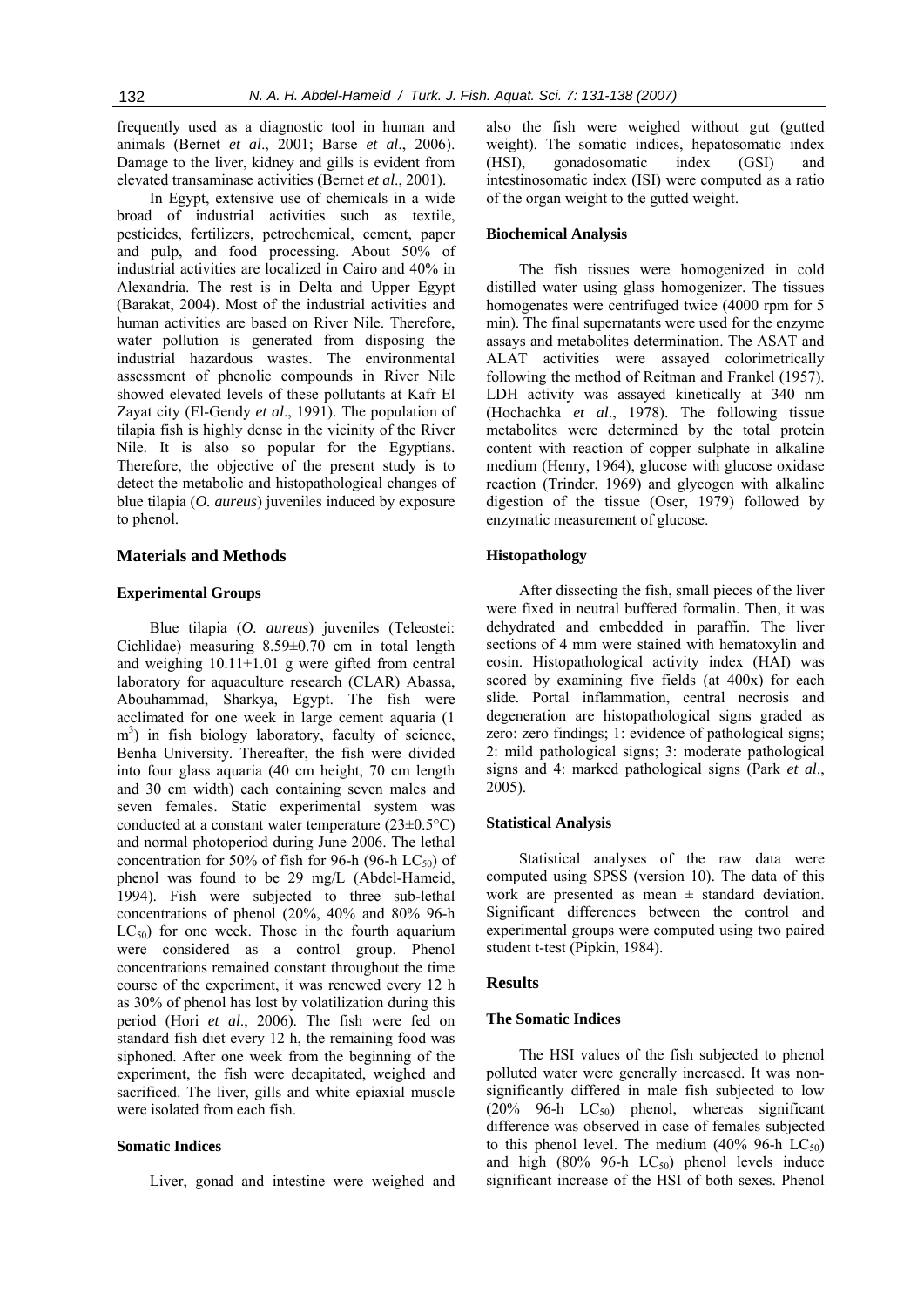frequently used as a diagnostic tool in human and animals (Bernet *et al*., 2001; Barse *et al*., 2006). Damage to the liver, kidney and gills is evident from elevated transaminase activities (Bernet *et al*., 2001).

In Egypt, extensive use of chemicals in a wide broad of industrial activities such as textile, pesticides, fertilizers, petrochemical, cement, paper and pulp, and food processing. About 50% of industrial activities are localized in Cairo and 40% in Alexandria. The rest is in Delta and Upper Egypt (Barakat, 2004). Most of the industrial activities and human activities are based on River Nile. Therefore, water pollution is generated from disposing the industrial hazardous wastes. The environmental assessment of phenolic compounds in River Nile showed elevated levels of these pollutants at Kafr El Zayat city (El-Gendy *et al*., 1991). The population of tilapia fish is highly dense in the vicinity of the River Nile. It is also so popular for the Egyptians. Therefore, the objective of the present study is to detect the metabolic and histopathological changes of blue tilapia (*O. aureus*) juveniles induced by exposure to phenol.

## Materials and Methods

### Experimental Groups

Blue tilapia (*O. aureus*) juveniles (Teleostei: Cichlidae) measuring 8.59±0.70 cm in total length and weighing 10.11±1.01 g were gifted from central laboratory for aquaculture research (CLAR) Abassa, Abouhammad, Sharkya, Egypt. The fish were acclimated for one week in large cement aquaria (1 $m^3$) in fish biology laboratory, faculty of science, Benha University. Thereafter, the fish were divided into four glass aquaria (40 cm height, 70 cm length and 30 cm width) each containing seven males and seven females. Static experimental system was conducted at a constant water temperature (23±0.5°C) and normal photoperiod during June 2006. The lethal concentration for 50% of fish for 96-h (96-h $LC_{50}$) of phenol was found to be 29 mg/L (Abdel-Hameid, 1994). Fish were subjected to three sub-lethal concentrations of phenol (20%, 40% and 80% 96-h $LC_{50}$) for one week. Those in the fourth aquarium were considered as a control group. Phenol concentrations remained constant throughout the time course of the experiment, it was renewed every 12 h as 30% of phenol has lost by volatilization during this period (Hori *et al*., 2006). The fish were fed on standard fish diet every 12 h, the remaining food was siphoned. After one week from the beginning of the experiment, the fish were decapitated, weighed and sacrificed. The liver, gills and white epiaxial muscle were isolated from each fish.

### Somatic Indices

Liver, gonad and intestine were weighed and also the fish were weighed without gut (gutted weight). The somatic indices, hepatosomatic index (HSI), gonadosomatic index (GSI) and intestinosomatic index (ISI) were computed as a ratio of the organ weight to the gutted weight.

### Biochemical Analysis

The fish tissues were homogenized in cold distilled water using glass homogenizer. The tissues homogenates were centrifuged twice (4000 rpm for 5 min). The final supernatants were used for the enzyme assays and metabolites determination. The ASAT and ALAT activities were assayed colorimetrically following the method of Reitman and Frankel (1957). LDH activity was assayed kinetically at 340 nm (Hochachka *et al*., 1978). The following tissue metabolites were determined by the total protein content with reaction of copper sulphate in alkaline medium (Henry, 1964), glucose with glucose oxidase reaction (Trinder, 1969) and glycogen with alkaline digestion of the tissue (Oser, 1979) followed by enzymatic measurement of glucose.

### Histopathology

After dissecting the fish, small pieces of the liver were fixed in neutral buffered formalin. Then, it was dehydrated and embedded in paraffin. The liver sections of 4 mm were stained with hematoxylin and eosin. Histopathological activity index (HAI) was scored by examining five fields (at 400x) for each slide. Portal inflammation, central necrosis and degeneration are histopathological signs graded as zero: zero findings; 1: evidence of pathological signs; 2: mild pathological signs; 3: moderate pathological signs and 4: marked pathological signs (Park *et al*., 2005).

### Statistical Analysis

Statistical analyses of the raw data were computed using SPSS (version 10). The data of this work are presented as mean ± standard deviation. Significant differences between the control and experimental groups were computed using two paired student t-test (Pipkin, 1984).

## Results

### The Somatic Indices

The HSI values of the fish subjected to phenol polluted water were generally increased. It was non-significantly differed in male fish subjected to low (20% 96-h $LC_{50}$) phenol, whereas significant difference was observed in case of females subjected to this phenol level. The medium (40% 96-h $LC_{50}$) and high (80% 96-h $LC_{50}$) phenol levels induce significant increase of the HSI of both sexes. Phenol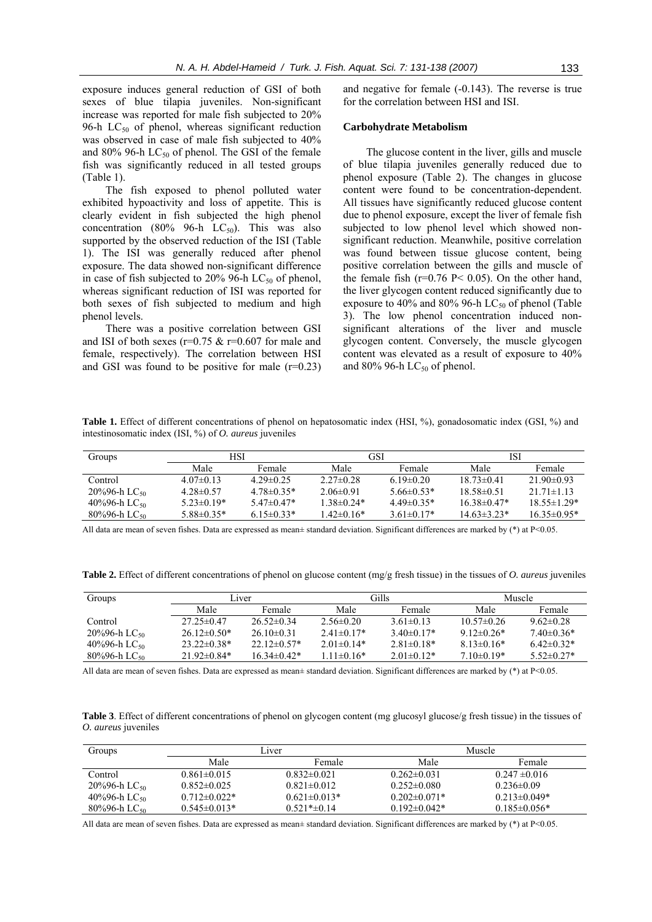exposure induces general reduction of GSI of both sexes of blue tilapia juveniles. Non-significant increase was reported for male fish subjected to 20% 96-h $LC_{50}$ of phenol, whereas significant reduction was observed in case of male fish subjected to 40% and 80% 96-h $LC_{50}$ of phenol. The GSI of the female fish was significantly reduced in all tested groups (Table 1).

The fish exposed to phenol polluted water exhibited hypoactivity and loss of appetite. This is clearly evident in fish subjected the high phenol concentration (80% 96-h $LC_{50}$). This was also supported by the observed reduction of the ISI (Table 1). The ISI was generally reduced after phenol exposure. The data showed non-significant difference in case of fish subjected to 20% 96-h $LC_{50}$ of phenol, whereas significant reduction of ISI was reported for both sexes of fish subjected to medium and high phenol levels.

There was a positive correlation between GSI and ISI of both sexes ($r=0.75$ & $r=0.607$ for male and female, respectively). The correlation between HSI and GSI was found to be positive for male ($r=0.23$) and negative for female (-0.143). The reverse is true for the correlation between HSI and ISI.

### Carbohydrate Metabolism

The glucose content in the liver, gills and muscle of blue tilapia juveniles generally reduced due to phenol exposure (Table 2). The changes in glucose content were found to be concentration-dependent. All tissues have significantly reduced glucose content due to phenol exposure, except the liver of female fish subjected to low phenol level which showed non-significant reduction. Meanwhile, positive correlation was found between tissue glucose content, being positive correlation between the gills and muscle of the female fish ($r=0.76$ $P< 0.05$). On the other hand, the liver glycogen content reduced significantly due to exposure to 40% and 80% 96-h $LC_{50}$ of phenol (Table 3). The low phenol concentration induced non-significant alterations of the liver and muscle glycogen content. Conversely, the muscle glycogen content was elevated as a result of exposure to 40% and 80% 96-h $LC_{50}$ of phenol.

**Table 1.** Effect of different concentrations of phenol on hepatosomatic index (HSI, %), gonadosomatic index (GSI, %) and intestinosomatic index (ISI, %) of *O. aureus* juveniles

| Groups | HSI | | GSI | | ISI | |
|---|---|---|---|---|---|---|
| | Male | Female | Male | Female | Male | Female |
| Control | 4.07±0.13 | 4.29±0.25 | 2.27±0.28 | 6.19±0.20 | 18.73±0.41 | 21.90±0.93 |
| 20%96-h $LC_{50}$ | 4.28±0.57 | 4.78±0.35* | 2.06±0.91 | 5.66±0.53* | 18.58±0.51 | 21.71±1.13 |
| 40%96-h $LC_{50}$ | 5.23±0.19* | 5.47±0.47* | 1.38±0.24* | 4.49±0.35* | 16.38±0.47* | 18.55±1.29* |
| 80%96-h $LC_{50}$ | 5.88±0.35* | 6.15±0.33* | 1.42±0.16* | 3.61±0.17* | 14.63±3.23* | 16.35±0.95* |

All data are mean of seven fishes. Data are expressed as mean± standard deviation. Significant differences are marked by (*) at P<0.05.

**Table 2.** Effect of different concentrations of phenol on glucose content (mg/g fresh tissue) in the tissues of *O. aureus* juveniles

| Groups | Liver | | Gills | | Muscle | |
|---|---|---|---|---|---|---|
| | Male | Female | Male | Female | Male | Female |
| Control | 27.25±0.47 | 26.52±0.34 | 2.56±0.20 | 3.61±0.13 | 10.57±0.26 | 9.62±0.28 |
| 20%96-h $LC_{50}$ | 26.12±0.50* | 26.10±0.31 | 2.41±0.17* | 3.40±0.17* | 9.12±0.26* | 7.40±0.36* |
| 40%96-h $LC_{50}$ | 23.22±0.38* | 22.12±0.57* | 2.01±0.14* | 2.81±0.18* | 8.13±0.16* | 6.42±0.32* |
| 80%96-h $LC_{50}$ | 21.92±0.84* | 16.34±0.42* | 1.11±0.16* | 2.01±0.12* | 7.10±0.19* | 5.52±0.27* |

All data are mean of seven fishes. Data are expressed as mean± standard deviation. Significant differences are marked by (*) at P<0.05.

**Table 3**. Effect of different concentrations of phenol on glycogen content (mg glucosyl glucose/g fresh tissue) in the tissues of *O. aureus* juveniles

| Groups | Liver | | Muscle | |
|---|---|---|---|---|
| | Male | Female | Male | Female |
| Control | 0.861±0.015 | 0.832±0.021 | 0.262±0.031 | 0.247 ±0.016 |
| 20%96-h $LC_{50}$ | 0.852±0.025 | 0.821±0.012 | 0.252±0.080 | 0.236±0.09 |
| 40%96-h $LC_{50}$ | 0.712±0.022* | 0.621±0.013* | 0.202±0.071* | 0.213±0.049* |
| 80%96-h $LC_{50}$ | 0.545±0.013* | 0.521*±0.14 | 0.192±0.042* | 0.185±0.056* |

All data are mean of seven fishes. Data are expressed as mean± standard deviation. Significant differences are marked by (*) at P<0.05.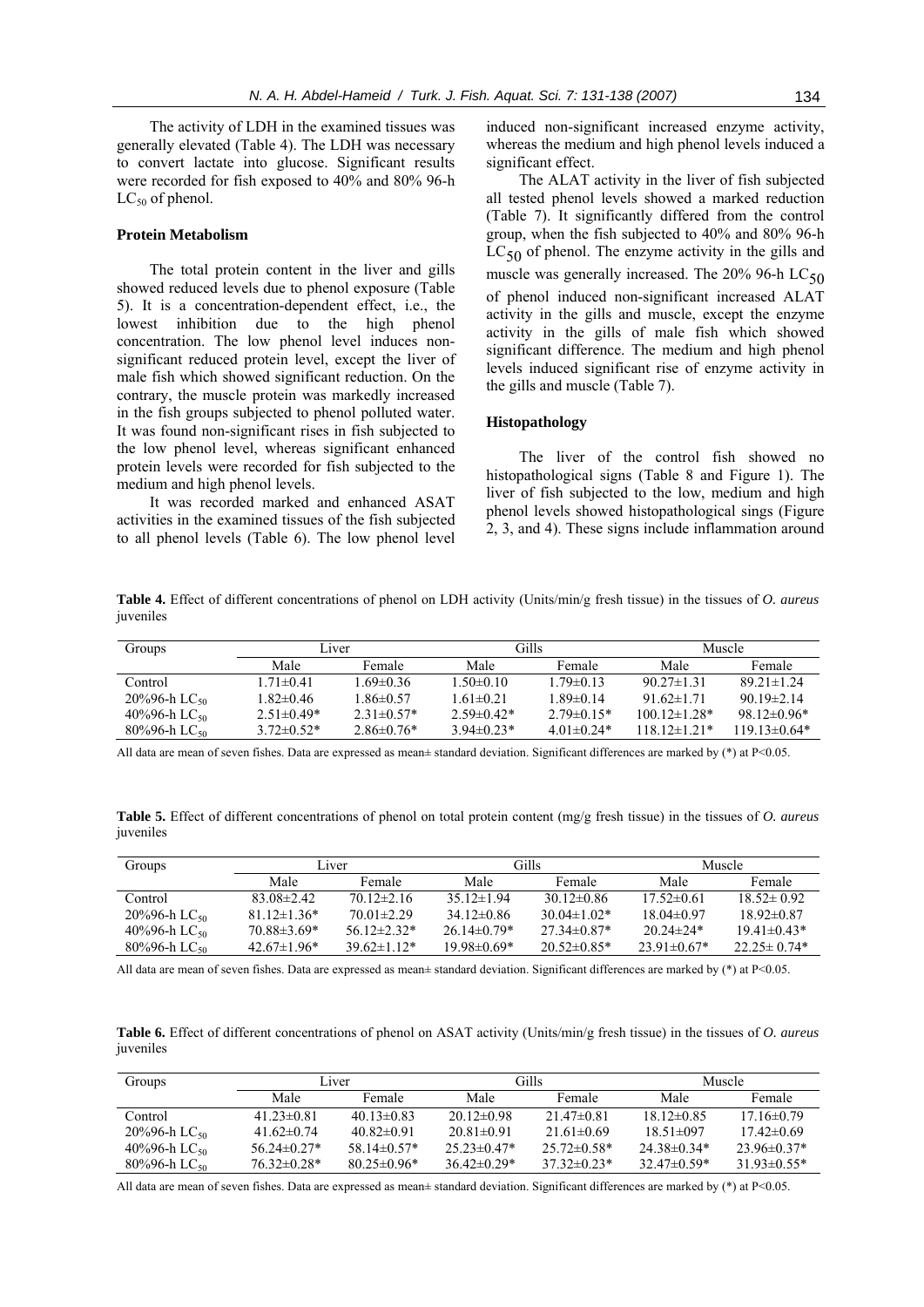The activity of LDH in the examined tissues was generally elevated (Table 4). The LDH was necessary to convert lactate into glucose. Significant results were recorded for fish exposed to 40% and 80% 96-h $LC_{50}$ of phenol.

### Protein Metabolism

The total protein content in the liver and gills showed reduced levels due to phenol exposure (Table 5). It is a concentration-dependent effect, i.e., the lowest inhibition due to the high phenol concentration. The low phenol level induces non-significant reduced protein level, except the liver of male fish which showed significant reduction. On the contrary, the muscle protein was markedly increased in the fish groups subjected to phenol polluted water. It was found non-significant rises in fish subjected to the low phenol level, whereas significant enhanced protein levels were recorded for fish subjected to the medium and high phenol levels.

It was recorded marked and enhanced ASAT activities in the examined tissues of the fish subjected to all phenol levels (Table 6). The low phenol level induced non-significant increased enzyme activity, whereas the medium and high phenol levels induced a significant effect.

The ALAT activity in the liver of fish subjected all tested phenol levels showed a marked reduction (Table 7). It significantly differed from the control group, when the fish subjected to 40% and 80% 96-h $LC_{50}$ of phenol. The enzyme activity in the gills and muscle was generally increased. The 20% 96-h $LC_{50}$ of phenol induced non-significant increased ALAT activity in the gills and muscle, except the enzyme activity in the gills of male fish which showed significant difference. The medium and high phenol levels induced significant rise of enzyme activity in the gills and muscle (Table 7).

### Histopathology

The liver of the control fish showed no histopathological signs (Table 8 and Figure 1). The liver of fish subjected to the low, medium and high phenol levels showed histopathological sings (Figure 2, 3, and 4). These signs include inflammation around

**Table 4.** Effect of different concentrations of phenol on LDH activity (Units/min/g fresh tissue) in the tissues of *O. aureus* juveniles

| Groups | Liver | | Gills | | Muscle | |
|---|---|---|---|---|---|---|
| | Male | Female | Male | Female | Male | Female |
| Control | 1.71±0.41 | 1.69±0.36 | 1.50±0.10 | 1.79±0.13 | 90.27±1.31 | 89.21±1.24 |
| 20%96-h $LC_{50}$ | 1.82±0.46 | 1.86±0.57 | 1.61±0.21 | 1.89±0.14 | 91.62±1.71 | 90.19±2.14 |
| 40%96-h $LC_{50}$ | 2.51±0.49* | 2.31±0.57* | 2.59±0.42* | 2.79±0.15* | 100.12±1.28* | 98.12±0.96* |
| 80%96-h $LC_{50}$ | 3.72±0.52* | 2.86±0.76* | 3.94±0.23* | 4.01±0.24* | 118.12±1.21* | 119.13±0.64* |

All data are mean of seven fishes. Data are expressed as mean± standard deviation. Significant differences are marked by (*) at P<0.05.

**Table 5.** Effect of different concentrations of phenol on total protein content (mg/g fresh tissue) in the tissues of *O. aureus* juveniles

| Groups | Liver | | Gills | | Muscle | |
|---|---|---|---|---|---|---|
| | Male | Female | Male | Female | Male | Female |
| Control | 83.08±2.42 | 70.12±2.16 | 35.12±1.94 | 30.12±0.86 | 17.52±0.61 | 18.52± 0.92 |
| 20%96-h $LC_{50}$ | 81.12±1.36* | 70.01±2.29 | 34.12±0.86 | 30.04±1.02* | 18.04±0.97 | 18.92±0.87 |
| 40%96-h $LC_{50}$ | 70.88±3.69* | 56.12±2.32* | 26.14±0.79* | 27.34±0.87* | 20.24±24* | 19.41±0.43* |
| 80%96-h $LC_{50}$ | 42.67±1.96* | 39.62±1.12* | 19.98±0.69* | 20.52±0.85* | 23.91±0.67* | 22.25± 0.74* |

All data are mean of seven fishes. Data are expressed as mean± standard deviation. Significant differences are marked by (*) at P<0.05.

**Table 6.** Effect of different concentrations of phenol on ASAT activity (Units/min/g fresh tissue) in the tissues of *O. aureus* juveniles

| Groups | Liver | | Gills | | Muscle | |
|---|---|---|---|---|---|---|
| | Male | Female | Male | Female | Male | Female |
| Control | 41.23±0.81 | 40.13±0.83 | 20.12±0.98 | 21.47±0.81 | 18.12±0.85 | 17.16±0.79 |
| 20%96-h $LC_{50}$ | 41.62±0.74 | 40.82±0.91 | 20.81±0.91 | 21.61±0.69 | 18.51±097 | 17.42±0.69 |
| 40%96-h $LC_{50}$ | 56.24±0.27* | 58.14±0.57* | 25.23±0.47* | 25.72±0.58* | 24.38±0.34* | 23.96±0.37* |
| 80%96-h $LC_{50}$ | 76.32±0.28* | 80.25±0.96* | 36.42±0.29* | 37.32±0.23* | 32.47±0.59* | 31.93±0.55* |

All data are mean of seven fishes. Data are expressed as mean± standard deviation. Significant differences are marked by (*) at P<0.05.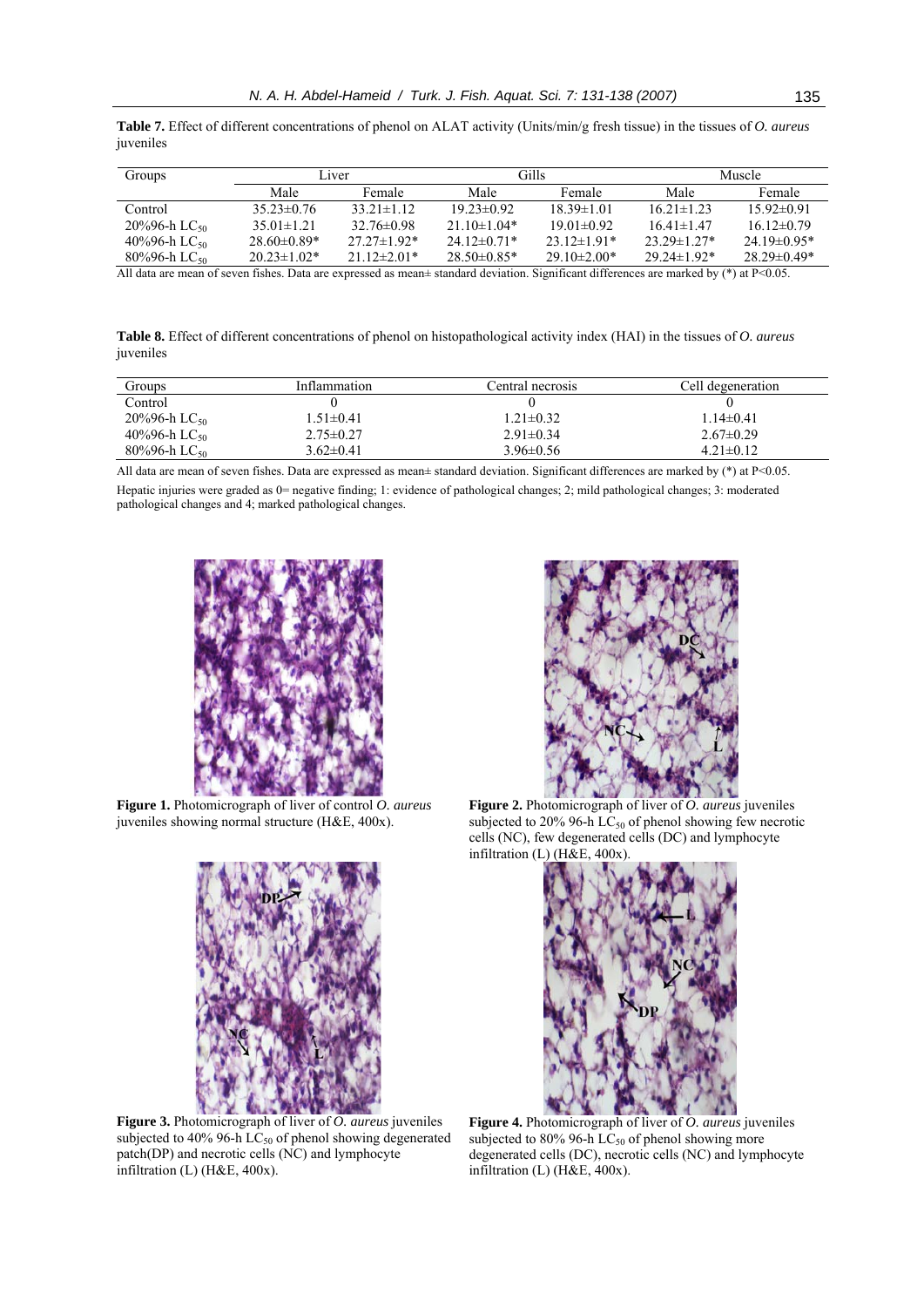**Table 7.** Effect of different concentrations of phenol on ALAT activity (Units/min/g fresh tissue) in the tissues of *O. aureus* juveniles

| Groups | Liver | | Gills | | Muscle | |
|---|---|---|---|---|---|---|
| | Male | Female | Male | Female | Male | Female |
| Control | 35.23±0.76 | 33.21±1.12 | 19.23±0.92 | 18.39±1.01 | 16.21±1.23 | 15.92±0.91 |
| 20%96-h $LC_{50}$ | 35.01±1.21 | 32.76±0.98 | 21.10±1.04* | 19.01±0.92 | 16.41±1.47 | 16.12±0.79 |
| 40%96-h $LC_{50}$ | 28.60±0.89* | 27.27±1.92* | 24.12±0.71* | 23.12±1.91* | 23.29±1.27* | 24.19±0.95* |
| 80%96-h $LC_{50}$ | 20.23±1.02* | 21.12±2.01* | 28.50±0.85* | 29.10±2.00* | 29.24±1.92* | 28.29±0.49* |

All data are mean of seven fishes. Data are expressed as mean± standard deviation. Significant differences are marked by (*) at P<0.05.

**Table 8.** Effect of different concentrations of phenol on histopathological activity index (HAI) in the tissues of *O. aureus* juveniles

| Groups | Inflammation | Central necrosis | Cell degeneration |
|---|---|---|---|
| Control | 0 | 0 | 0 |
| 20%96-h $LC_{50}$ | 1.51±0.41 | 1.21±0.32 | 1.14±0.41 |
| 40%96-h $LC_{50}$ | 2.75±0.27 | 2.91±0.34 | 2.67±0.29 |
| 80%96-h $LC_{50}$ | 3.62±0.41 | 3.96±0.56 | 4.21±0.12 |

All data are mean of seven fishes. Data are expressed as mean± standard deviation. Significant differences are marked by (*) at P<0.05.

Hepatic injuries were graded as 0= negative finding; 1: evidence of pathological changes; 2; mild pathological changes; 3: moderated pathological changes and 4; marked pathological changes.

**Figure 1.** Photomicrograph of liver of control *O. aureus* juveniles showing normal structure (H&E, 400x).

**Figure 2.** Photomicrograph of liver of *O. aureus* juveniles subjected to 20% 96-h $LC_{50}$ of phenol showing few necrotic cells (NC), few degenerated cells (DC) and lymphocyte infiltration (L) (H&E, 400x).

**Figure 3.** Photomicrograph of liver of *O. aureus* juveniles subjected to 40% 96-h $LC_{50}$ of phenol showing degenerated patch(DP) and necrotic cells (NC) and lymphocyte infiltration (L) (H&E, 400x).

**Figure 4.** Photomicrograph of liver of *O. aureus* juveniles subjected to 80% 96-h $LC_{50}$ of phenol showing more degenerated cells (DC), necrotic cells (NC) and lymphocyte infiltration (L) (H&E, 400x).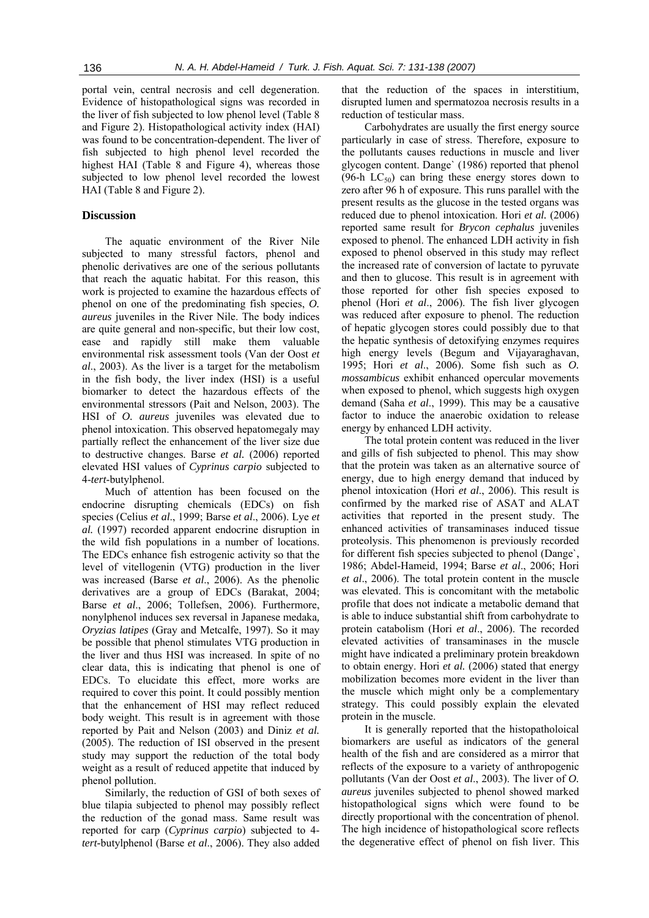portal vein, central necrosis and cell degeneration. Evidence of histopathological signs was recorded in the liver of fish subjected to low phenol level (Table 8 and Figure 2). Histopathological activity index (HAI) was found to be concentration-dependent. The liver of fish subjected to high phenol level recorded the highest HAI (Table 8 and Figure 4), whereas those subjected to low phenol level recorded the lowest HAI (Table 8 and Figure 2).

## Discussion

The aquatic environment of the River Nile subjected to many stressful factors, phenol and phenolic derivatives are one of the serious pollutants that reach the aquatic habitat. For this reason, this work is projected to examine the hazardous effects of phenol on one of the predominating fish species, *O. aureus* juveniles in the River Nile. The body indices are quite general and non-specific, but their low cost, ease and rapidly still make them valuable environmental risk assessment tools (Van der Oost *et al*., 2003). As the liver is a target for the metabolism in the fish body, the liver index (HSI) is a useful biomarker to detect the hazardous effects of the environmental stressors (Pait and Nelson, 2003). The HSI of *O. aureus* juveniles was elevated due to phenol intoxication. This observed hepatomegaly may partially reflect the enhancement of the liver size due to destructive changes. Barse *et al.* (2006) reported elevated HSI values of *Cyprinus carpio* subjected to 4-*tert*-butylphenol.

Much of attention has been focused on the endocrine disrupting chemicals (EDCs) on fish species (Celius *et al*., 1999; Barse *et al*., 2006). Lye *et al.* (1997) recorded apparent endocrine disruption in the wild fish populations in a number of locations. The EDCs enhance fish estrogenic activity so that the level of vitellogenin (VTG) production in the liver was increased (Barse *et al*., 2006). As the phenolic derivatives are a group of EDCs (Barakat, 2004; Barse *et al*., 2006; Tollefsen, 2006). Furthermore, nonylphenol induces sex reversal in Japanese medaka, *Oryzias latipes* (Gray and Metcalfe, 1997). So it may be possible that phenol stimulates VTG production in the liver and thus HSI was increased. In spite of no clear data, this is indicating that phenol is one of EDCs. To elucidate this effect, more works are required to cover this point. It could possibly mention that the enhancement of HSI may reflect reduced body weight. This result is in agreement with those reported by Pait and Nelson (2003) and Diniz *et al.* (2005). The reduction of ISI observed in the present study may support the reduction of the total body weight as a result of reduced appetite that induced by phenol pollution.

Similarly, the reduction of GSI of both sexes of blue tilapia subjected to phenol may possibly reflect the reduction of the gonad mass. Same result was reported for carp (*Cyprinus carpio*) subjected to 4-*tert*-butylphenol (Barse *et al*., 2006). They also added that the reduction of the spaces in interstitium, disrupted lumen and spermatozoa necrosis results in a reduction of testicular mass.

Carbohydrates are usually the first energy source particularly in case of stress. Therefore, exposure to the pollutants causes reductions in muscle and liver glycogen content. Dange` (1986) reported that phenol (96-h $LC_{50}$) can bring these energy stores down to zero after 96 h of exposure. This runs parallel with the present results as the glucose in the tested organs was reduced due to phenol intoxication. Hori *et al.* (2006) reported same result for *Brycon cephalus* juveniles exposed to phenol. The enhanced LDH activity in fish exposed to phenol observed in this study may reflect the increased rate of conversion of lactate to pyruvate and then to glucose. This result is in agreement with those reported for other fish species exposed to phenol (Hori *et al*., 2006). The fish liver glycogen was reduced after exposure to phenol. The reduction of hepatic glycogen stores could possibly due to that the hepatic synthesis of detoxifying enzymes requires high energy levels (Begum and Vijayaraghavan, 1995; Hori *et al*., 2006). Some fish such as *O. mossambicus* exhibit enhanced opercular movements when exposed to phenol, which suggests high oxygen demand (Saha *et al*., 1999). This may be a causative factor to induce the anaerobic oxidation to release energy by enhanced LDH activity.

The total protein content was reduced in the liver and gills of fish subjected to phenol. This may show that the protein was taken as an alternative source of energy, due to high energy demand that induced by phenol intoxication (Hori *et al*., 2006). This result is confirmed by the marked rise of ASAT and ALAT activities that reported in the present study. The enhanced activities of transaminases induced tissue proteolysis. This phenomenon is previously recorded for different fish species subjected to phenol (Dange`, 1986; Abdel-Hameid, 1994; Barse *et al*., 2006; Hori *et al*., 2006). The total protein content in the muscle was elevated. This is concomitant with the metabolic profile that does not indicate a metabolic demand that is able to induce substantial shift from carbohydrate to protein catabolism (Hori *et al*., 2006). The recorded elevated activities of transaminases in the muscle might have indicated a preliminary protein breakdown to obtain energy. Hori *et al.* (2006) stated that energy mobilization becomes more evident in the liver than the muscle which might only be a complementary strategy. This could possibly explain the elevated protein in the muscle.

It is generally reported that the histopatholoical biomarkers are useful as indicators of the general health of the fish and are considered as a mirror that reflects of the exposure to a variety of anthropogenic pollutants (Van der Oost *et al*., 2003). The liver of *O. aureus* juveniles subjected to phenol showed marked histopathological signs which were found to be directly proportional with the concentration of phenol. The high incidence of histopathological score reflects the degenerative effect of phenol on fish liver. This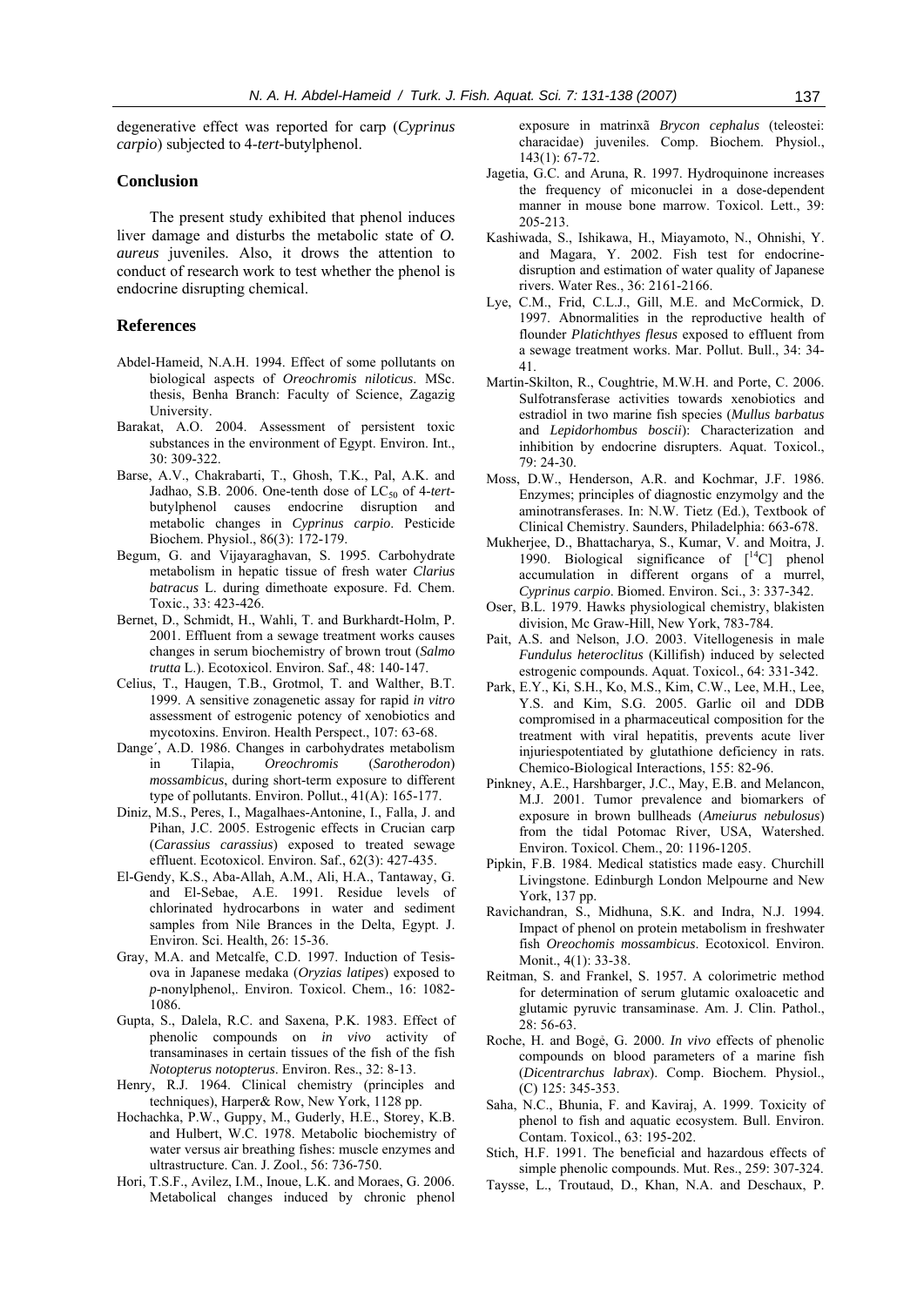degenerative effect was reported for carp (*Cyprinus carpio*) subjected to 4-*tert*-butylphenol.

## Conclusion

The present study exhibited that phenol induces liver damage and disturbs the metabolic state of *O. aureus* juveniles. Also, it drows the attention to conduct of research work to test whether the phenol is endocrine disrupting chemical.

## References

- Abdel-Hameid, N.A.H. 1994. Effect of some pollutants on biological aspects of *Oreochromis niloticus*. MSc. thesis, Benha Branch: Faculty of Science, Zagazig University.
- Barakat, A.O. 2004. Assessment of persistent toxic substances in the environment of Egypt. Environ. Int., 30: 309-322.
- Barse, A.V., Chakrabarti, T., Ghosh, T.K., Pal, A.K. and Jadhao, S.B. 2006. One-tenth dose of $LC_{50}$ of 4-*tert*-butylphenol causes endocrine disruption and metabolic changes in *Cyprinus carpio*. Pesticide Biochem. Physiol., 86(3): 172-179.
- Begum, G. and Vijayaraghavan, S. 1995. Carbohydrate metabolism in hepatic tissue of fresh water *Clarius batracus* L. during dimethoate exposure. Fd. Chem. Toxic., 33: 423-426.
- Bernet, D., Schmidt, H., Wahli, T. and Burkhardt-Holm, P. 2001. Effluent from a sewage treatment works causes changes in serum biochemistry of brown trout (*Salmo trutta* L.). Ecotoxicol. Environ. Saf., 48: 140-147.
- Celius, T., Haugen, T.B., Grotmol, T. and Walther, B.T. 1999. A sensitive zonagenetic assay for rapid *in vitro* assessment of estrogenic potency of xenobiotics and mycotoxins. Environ. Health Perspect., 107: 63-68.
- Dange´, A.D. 1986. Changes in carbohydrates metabolism in Tilapia, *Oreochromis* (*Sarotherodon*) *mossambicus*, during short-term exposure to different type of pollutants. Environ. Pollut., 41(A): 165-177.
- Diniz, M.S., Peres, I., Magalhaes-Antonine, I., Falla, J. and Pihan, J.C. 2005. Estrogenic effects in Crucian carp (*Carassius carassius*) exposed to treated sewage effluent. Ecotoxicol. Environ. Saf., 62(3): 427-435.
- El-Gendy, K.S., Aba-Allah, A.M., Ali, H.A., Tantaway, G. and El-Sebae, A.E. 1991. Residue levels of chlorinated hydrocarbons in water and sediment samples from Nile Brances in the Delta, Egypt. J. Environ. Sci. Health, 26: 15-36.
- Gray, M.A. and Metcalfe, C.D. 1997. Induction of Tesis-ova in Japanese medaka (*Oryzias latipes*) exposed to *p*-nonylphenol,. Environ. Toxicol. Chem., 16: 1082-1086.
- Gupta, S., Dalela, R.C. and Saxena, P.K. 1983. Effect of phenolic compounds on *in vivo* activity of transaminases in certain tissues of the fish of the fish *Notopterus notopterus*. Environ. Res., 32: 8-13.
- Henry, R.J. 1964. Clinical chemistry (principles and techniques), Harper& Row, New York, 1128 pp.
- Hochachka, P.W., Guppy, M., Guderly, H.E., Storey, K.B. and Hulbert, W.C. 1978. Metabolic biochemistry of water versus air breathing fishes: muscle enzymes and ultrastructure. Can. J. Zool., 56: 736-750.
- Hori, T.S.F., Avilez, I.M., Inoue, L.K. and Moraes, G. 2006. Metabolical changes induced by chronic phenol exposure in matrinxã *Brycon cephalus* (teleostei: characidae) juveniles. Comp. Biochem. Physiol., 143(1): 67-72.
- Jagetia, G.C. and Aruna, R. 1997. Hydroquinone increases the frequency of miconuclei in a dose-dependent manner in mouse bone marrow. Toxicol. Lett., 39: 205-213.
- Kashiwada, S., Ishikawa, H., Miayamoto, N., Ohnishi, Y. and Magara, Y. 2002. Fish test for endocrine-disruption and estimation of water quality of Japanese rivers. Water Res., 36: 2161-2166.
- Lye, C.M., Frid, C.L.J., Gill, M.E. and McCormick, D. 1997. Abnormalities in the reproductive health of flounder *Platichthyes flesus* exposed to effluent from a sewage treatment works. Mar. Pollut. Bull., 34: 34-41.
- Martin-Skilton, R., Coughtrie, M.W.H. and Porte, C. 2006. Sulfotransferase activities towards xenobiotics and estradiol in two marine fish species (*Mullus barbatus* and *Lepidorhombus boscii*): Characterization and inhibition by endocrine disrupters. Aquat. Toxicol., 79: 24-30.
- Moss, D.W., Henderson, A.R. and Kochmar, J.F. 1986. Enzymes; principles of diagnostic enzymolgy and the aminotransferases. In: N.W. Tietz (Ed.), Textbook of Clinical Chemistry. Saunders, Philadelphia: 663-678.
- Mukherjee, D., Bhattacharya, S., Kumar, V. and Moitra, J. 1990. Biological significance of [$^{14}$C] phenol accumulation in different organs of a murrel, *Cyprinus carpio*. Biomed. Environ. Sci., 3: 337-342.
- Oser, B.L. 1979. Hawks physiological chemistry, blakisten division, Mc Graw-Hill, New York, 783-784.
- Pait, A.S. and Nelson, J.O. 2003. Vitellogenesis in male *Fundulus heteroclitus* (Killifish) induced by selected estrogenic compounds. Aquat. Toxicol., 64: 331-342.
- Park, E.Y., Ki, S.H., Ko, M.S., Kim, C.W., Lee, M.H., Lee, Y.S. and Kim, S.G. 2005. Garlic oil and DDB compromised in a pharmaceutical composition for the treatment with viral hepatitis, prevents acute liver injuriespotentiated by glutathione deficiency in rats. Chemico-Biological Interactions, 155: 82-96.
- Pinkney, A.E., Harshbarger, J.C., May, E.B. and Melancon, M.J. 2001. Tumor prevalence and biomarkers of exposure in brown bullheads (*Ameiurus nebulosus*) from the tidal Potomac River, USA, Watershed. Environ. Toxicol. Chem., 20: 1196-1205.
- Pipkin, F.B. 1984. Medical statistics made easy. Churchill Livingstone. Edinburgh London Melpourne and New York, 137 pp.
- Ravichandran, S., Midhuna, S.K. and Indra, N.J. 1994. Impact of phenol on protein metabolism in freshwater fish *Oreochomis mossambicus*. Ecotoxicol. Environ. Monit., 4(1): 33-38.
- Reitman, S. and Frankel, S. 1957. A colorimetric method for determination of serum glutamic oxaloacetic and glutamic pyruvic transaminase. Am. J. Clin. Pathol., 28: 56-63.
- Roche, H. and Bogė, G. 2000. *In vivo* effects of phenolic compounds on blood parameters of a marine fish (*Dicentrarchus labrax*). Comp. Biochem. Physiol., (C) 125: 345-353.
- Saha, N.C., Bhunia, F. and Kaviraj, A. 1999. Toxicity of phenol to fish and aquatic ecosystem. Bull. Environ. Contam. Toxicol., 63: 195-202.
- Stich, H.F. 1991. The beneficial and hazardous effects of simple phenolic compounds. Mut. Res., 259: 307-324.
- Taysse, L., Troutaud, D., Khan, N.A. and Deschaux, P.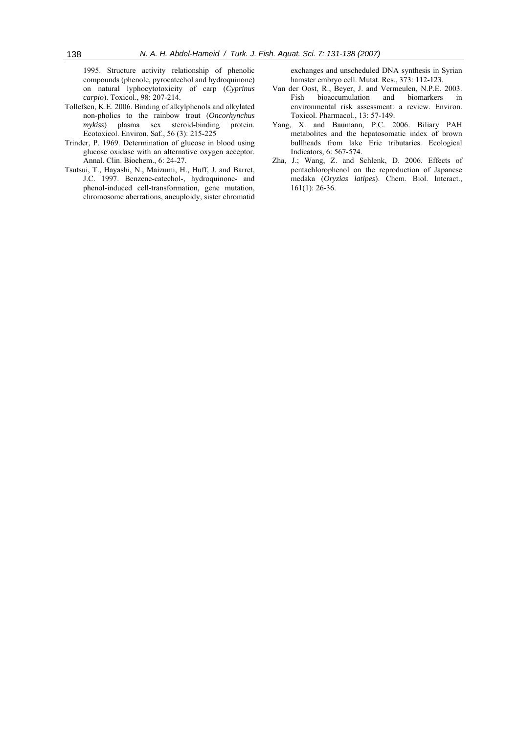1995. Structure activity relationship of phenolic compounds (phenole, pyrocatechol and hydroquinone) on natural lyphocytotoxicity of carp (*Cyprinus carpio*). Toxicol., 98: 207-214.

Tollefsen, K.E. 2006. Binding of alkylphenols and alkylated non-pholics to the rainbow trout (*Oncorhynchus mykiss*) plasma sex steroid-binding protein. Ecotoxicol. Environ. Saf., 56 (3): 215-225

Trinder, P. 1969. Determination of glucose in blood using glucose oxidase with an alternative oxygen acceptor. Annal. Clin. Biochem., 6: 24-27.

Tsutsui, T., Hayashi, N., Maizumi, H., Huff, J. and Barret, J.C. 1997. Benzene-catechol-, hydroquinone- and phenol-induced cell-transformation, gene mutation, chromosome aberrations, aneuploidy, sister chromatid exchanges and unscheduled DNA synthesis in Syrian hamster embryo cell. Mutat. Res., 373: 112-123.

Van der Oost, R., Beyer, J. and Vermeulen, N.P.E. 2003. Fish bioaccumulation and biomarkers in environmental risk assessment: a review. Environ. Toxicol. Pharmacol., 13: 57-149.

Yang, X. and Baumann, P.C. 2006. Biliary PAH metabolites and the hepatosomatic index of brown bullheads from lake Erie tributaries. Ecological Indicators, 6: 567-574.

Zha, J.; Wang, Z. and Schlenk, D. 2006. Effects of pentachlorophenol on the reproduction of Japanese medaka (*Oryzias latipes*). Chem. Biol. Interact., 161(1): 26-36.